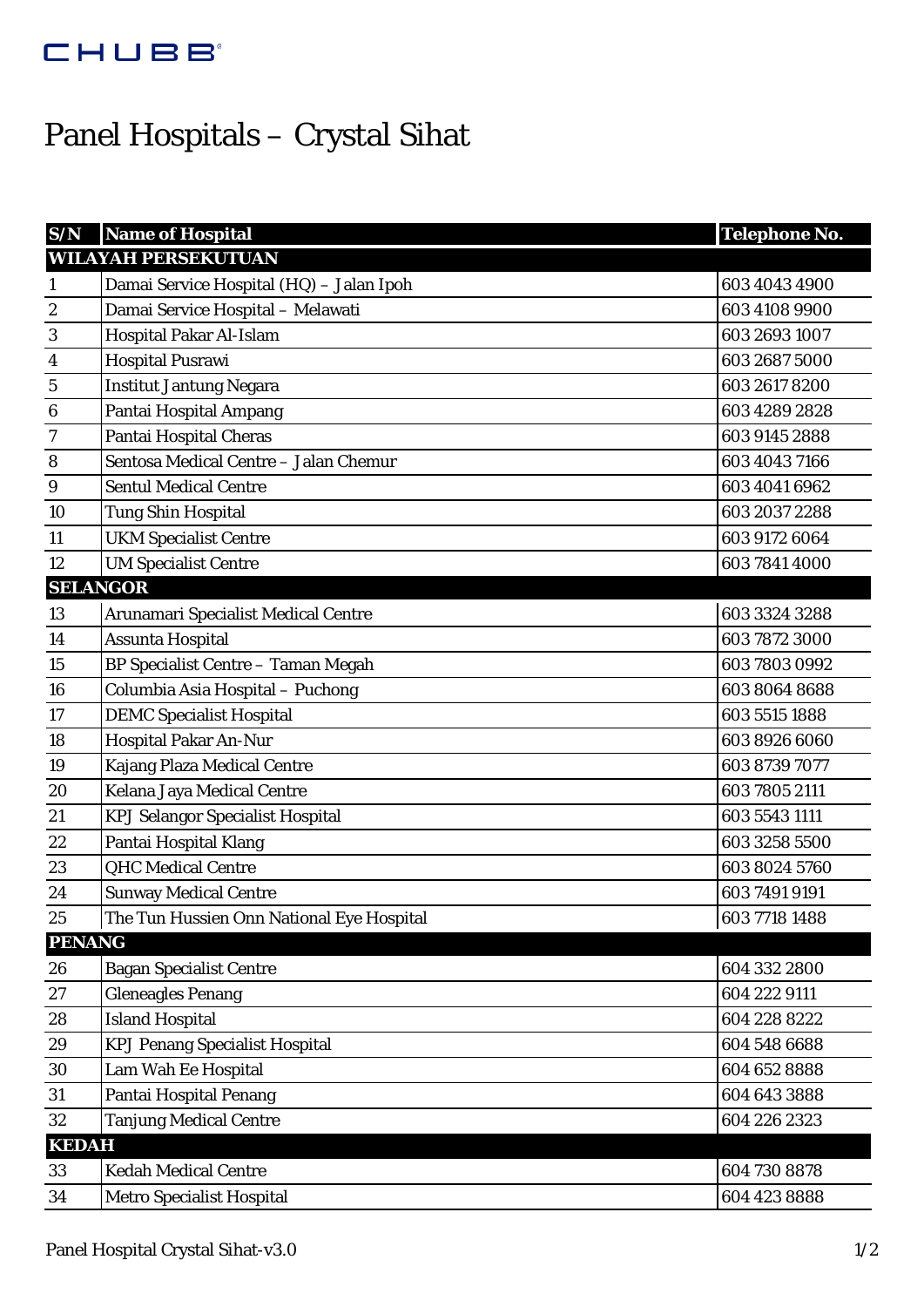CHUBB

# Panel Hospitals – Crystal Sihat

| S/N | Name of Hospital | Telephone No. |
|---|---|---|
| **WILAYAH PERSEKUTUAN** | | |
| 1 | Damai Service Hospital (HQ) – Jalan Ipoh | 603 4043 4900 |
| 2 | Damai Service Hospital – Melawati | 603 4108 9900 |
| 3 | Hospital Pakar Al-Islam | 603 2693 1007 |
| 4 | Hospital Pusrawi | 603 2687 5000 |
| 5 | Institut Jantung Negara | 603 2617 8200 |
| 6 | Pantai Hospital Ampang | 603 4289 2828 |
| 7 | Pantai Hospital Cheras | 603 9145 2888 |
| 8 | Sentosa Medical Centre – Jalan Chemur | 603 4043 7166 |
| 9 | Sentul Medical Centre | 603 4041 6962 |
| 10 | Tung Shin Hospital | 603 2037 2288 |
| 11 | UKM Specialist Centre | 603 9172 6064 |
| 12 | UM Specialist Centre | 603 7841 4000 |
| **SELANGOR** | | |
| 13 | Arunamari Specialist Medical Centre | 603 3324 3288 |
| 14 | Assunta Hospital | 603 7872 3000 |
| 15 | BP Specialist Centre – Taman Megah | 603 7803 0992 |
| 16 | Columbia Asia Hospital – Puchong | 603 8064 8688 |
| 17 | DEMC Specialist Hospital | 603 5515 1888 |
| 18 | Hospital Pakar An-Nur | 603 8926 6060 |
| 19 | Kajang Plaza Medical Centre | 603 8739 7077 |
| 20 | Kelana Jaya Medical Centre | 603 7805 2111 |
| 21 | KPJ Selangor Specialist Hospital | 603 5543 1111 |
| 22 | Pantai Hospital Klang | 603 3258 5500 |
| 23 | QHC Medical Centre | 603 8024 5760 |
| 24 | Sunway Medical Centre | 603 7491 9191 |
| 25 | The Tun Hussien Onn National Eye Hospital | 603 7718 1488 |
| **PENANG** | | |
| 26 | Bagan Specialist Centre | 604 332 2800 |
| 27 | Gleneagles Penang | 604 222 9111 |
| 28 | Island Hospital | 604 228 8222 |
| 29 | KPJ Penang Specialist Hospital | 604 548 6688 |
| 30 | Lam Wah Ee Hospital | 604 652 8888 |
| 31 | Pantai Hospital Penang | 604 643 3888 |
| 32 | Tanjung Medical Centre | 604 226 2323 |
| **KEDAH** | | |
| 33 | Kedah Medical Centre | 604 730 8878 |
| 34 | Metro Specialist Hospital | 604 423 8888 |

Panel Hospital Crystal Sihat-v3.0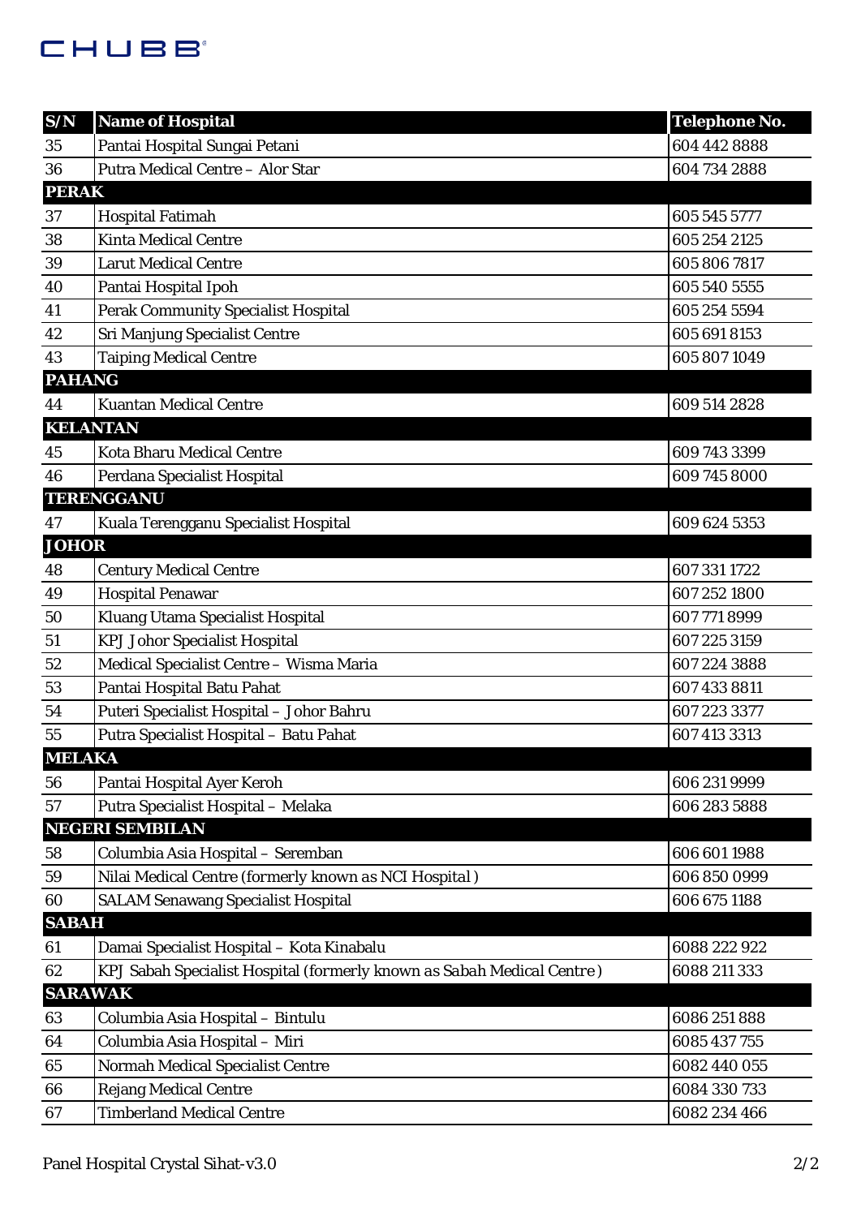| S/N | Name of Hospital | Telephone No. |
| --- | --- | --- |
| 35 | Pantai Hospital Sungai Petani | 604 442 8888 |
| 36 | Putra Medical Centre – Alor Star | 604 734 2888 |
| **PERAK** | | |
| 37 | Hospital Fatimah | 605 545 5777 |
| 38 | Kinta Medical Centre | 605 254 2125 |
| 39 | Larut Medical Centre | 605 806 7817 |
| 40 | Pantai Hospital Ipoh | 605 540 5555 |
| 41 | Perak Community Specialist Hospital | 605 254 5594 |
| 42 | Sri Manjung Specialist Centre | 605 691 8153 |
| 43 | Taiping Medical Centre | 605 807 1049 |
| **PAHANG** | | |
| 44 | Kuantan Medical Centre | 609 514 2828 |
| **KELANTAN** | | |
| 45 | Kota Bharu Medical Centre | 609 743 3399 |
| 46 | Perdana Specialist Hospital | 609 745 8000 |
| **TERENGGANU** | | |
| 47 | Kuala Terengganu Specialist Hospital | 609 624 5353 |
| **JOHOR** | | |
| 48 | Century Medical Centre | 607 331 1722 |
| 49 | Hospital Penawar | 607 252 1800 |
| 50 | Kluang Utama Specialist Hospital | 607 771 8999 |
| 51 | KPJ Johor Specialist Hospital | 607 225 3159 |
| 52 | Medical Specialist Centre – Wisma Maria | 607 224 3888 |
| 53 | Pantai Hospital Batu Pahat | 607 433 8811 |
| 54 | Puteri Specialist Hospital – Johor Bahru | 607 223 3377 |
| 55 | Putra Specialist Hospital – Batu Pahat | 607 413 3313 |
| **MELAKA** | | |
| 56 | Pantai Hospital Ayer Keroh | 606 231 9999 |
| 57 | Putra Specialist Hospital – Melaka | 606 283 5888 |
| **NEGERI SEMBILAN** | | |
| 58 | Columbia Asia Hospital – Seremban | 606 601 1988 |
| 59 | Nilai Medical Centre (*formerly known as NCI Hospital*) | 606 850 0999 |
| 60 | SALAM Senawang Specialist Hospital | 606 675 1188 |
| **SABAH** | | |
| 61 | Damai Specialist Hospital – Kota Kinabalu | 6088 222 922 |
| 62 | KPJ Sabah Specialist Hospital (*formerly known as Sabah Medical Centre*) | 6088 211 333 |
| **SARAWAK** | | |
| 63 | Columbia Asia Hospital – Bintulu | 6086 251 888 |
| 64 | Columbia Asia Hospital – Miri | 6085 437 755 |
| 65 | Normah Medical Specialist Centre | 6082 440 055 |
| 66 | Rejang Medical Centre | 6084 330 733 |
| 67 | Timberland Medical Centre | 6082 234 466 |

Panel Hospital Crystal Sihat-v3.0